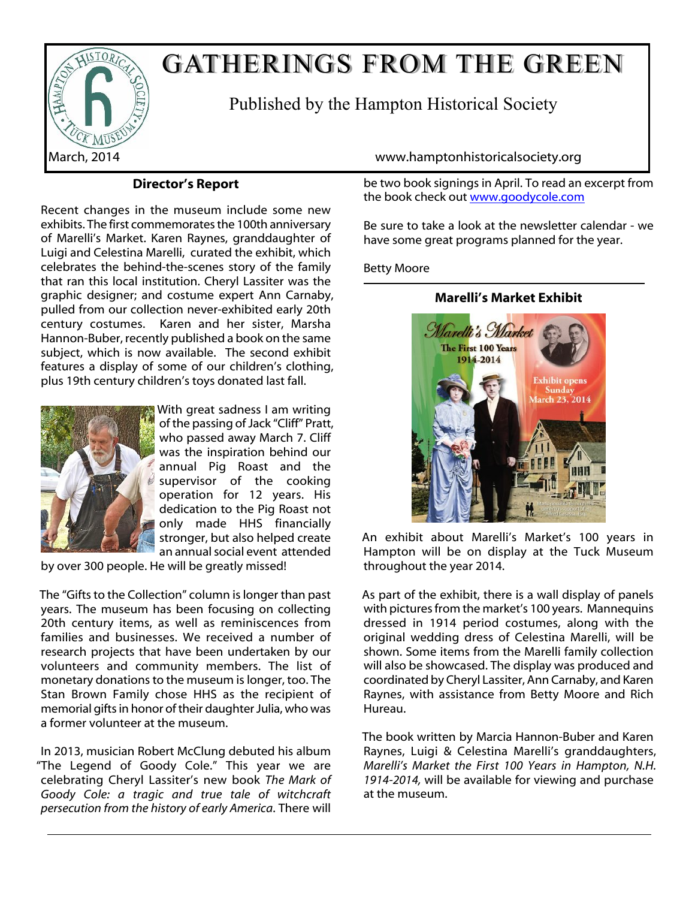# GATHERINGS FROM THE GREEN

Published by the Hampton Historical Society

March, 2014

www.hamptonhistoricalsociety.org

## Director's Report

Recent changes in the museum include some new exhibits. The first commemorates the 100th anniversary of Marelli's Market. Karen Raynes, granddaughter of Luigi and Celestina Marelli, curated the exhibit, which celebrates the behind-the-scenes story of the family that ran this local institution. Cheryl Lassiter was the graphic designer; and costume expert Ann Carnaby, pulled from our collection never-exhibited early 20th century costumes. Karen and her sister, Marsha Hannon-Buber, recently published a book on the same subject, which is now available. The second exhibit features a display of some of our children's clothing, plus 19th century children's toys donated last fall.

With great sadness I am writing of the passing of Jack "Cliff" Pratt, who passed away March 7. Cliff was the inspiration behind our annual Pig Roast and the supervisor of the cooking operation for 12 years. His dedication to the Pig Roast not only made HHS financially stronger, but also helped create an annual social event attended by over 300 people. He will be greatly missed!

The "Gifts to the Collection" column is longer than past years. The museum has been focusing on collecting 20th century items, as well as reminiscences from families and businesses. We received a number of research projects that have been undertaken by our volunteers and community members. The list of monetary donations to the museum is longer, too. The Stan Brown Family chose HHS as the recipient of memorial gifts in honor of their daughter Julia, who was a former volunteer at the museum.

In 2013, musician Robert McClung debuted his album "The Legend of Goody Cole." This year we are celebrating Cheryl Lassiter's new book *The Mark of Goody Cole: a tragic and true tale of witchcraft persecution from the history of early America*. There will be two book signings in April. To read an excerpt from the book check out www.goodycole.com

Be sure to take a look at the newsletter calendar - we have some great programs planned for the year.

Betty Moore

## Marelli's Market Exhibit

An exhibit about Marelli's Market's 100 years in Hampton will be on display at the Tuck Museum throughout the year 2014.

As part of the exhibit, there is a wall display of panels with pictures from the market's 100 years. Mannequins dressed in 1914 period costumes, along with the original wedding dress of Celestina Marelli, will be shown. Some items from the Marelli family collection will also be showcased. The display was produced and coordinated by Cheryl Lassiter, Ann Carnaby, and Karen Raynes, with assistance from Betty Moore and Rich Hureau.

The book written by Marcia Hannon-Buber and Karen Raynes, Luigi & Celestina Marelli's granddaughters, *Marelli's Market the First 100 Years in Hampton, N.H. 1914-2014,* will be available for viewing and purchase at the museum.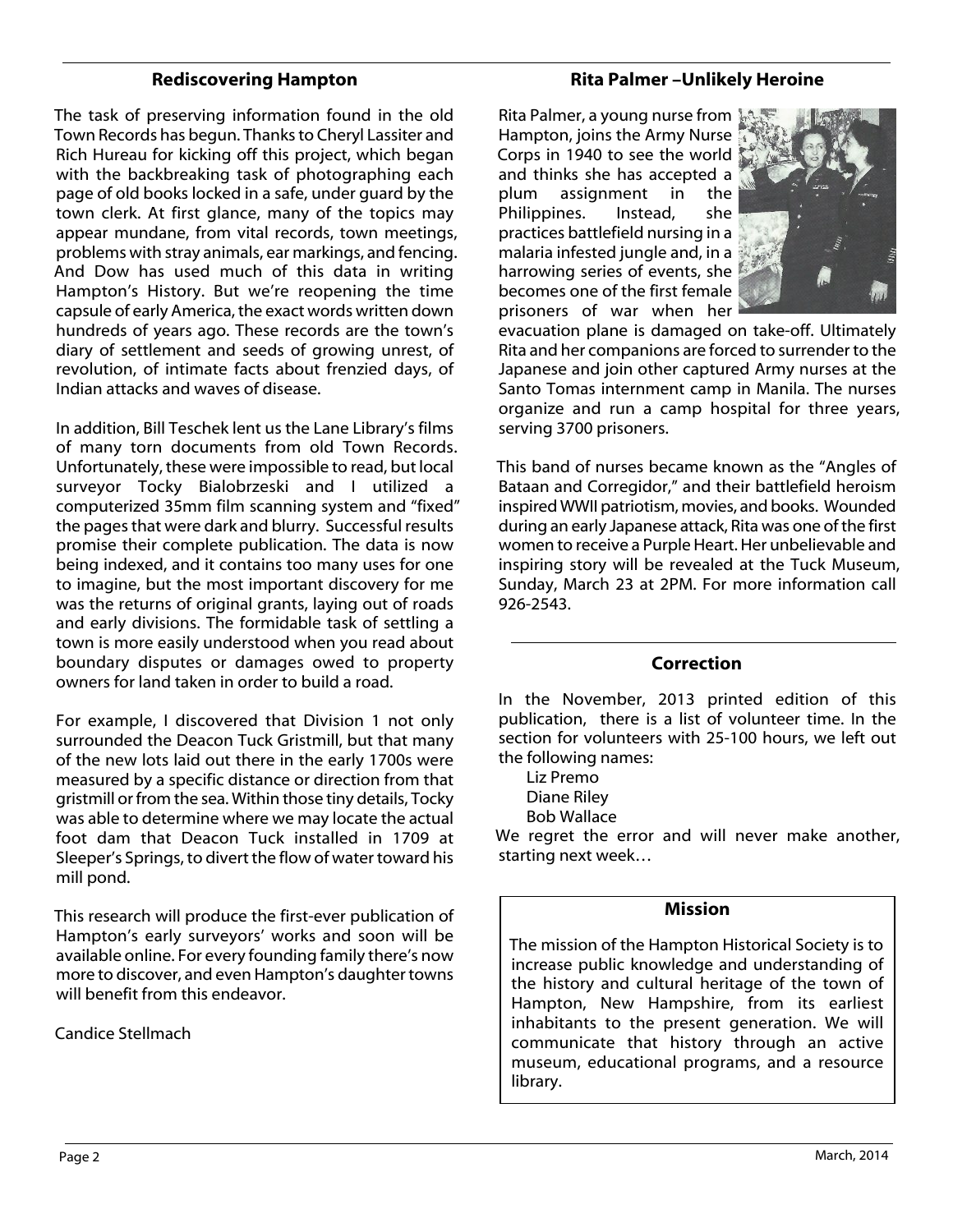## Rediscovering Hampton

The task of preserving information found in the old Town Records has begun. Thanks to Cheryl Lassiter and Rich Hureau for kicking off this project, which began with the backbreaking task of photographing each page of old books locked in a safe, under guard by the town clerk. At first glance, many of the topics may appear mundane, from vital records, town meetings, problems with stray animals, ear markings, and fencing. And Dow has used much of this data in writing Hampton's History. But we're reopening the time capsule of early America, the exact words written down hundreds of years ago. These records are the town's diary of settlement and seeds of growing unrest, of revolution, of intimate facts about frenzied days, of Indian attacks and waves of disease.

In addition, Bill Teschek lent us the Lane Library's films of many torn documents from old Town Records. Unfortunately, these were impossible to read, but local surveyor Tocky Bialobrzeski and I utilized a computerized 35mm film scanning system and "fixed" the pages that were dark and blurry. Successful results promise their complete publication. The data is now being indexed, and it contains too many uses for one to imagine, but the most important discovery for me was the returns of original grants, laying out of roads and early divisions. The formidable task of settling a town is more easily understood when you read about boundary disputes or damages owed to property owners for land taken in order to build a road.

For example, I discovered that Division 1 not only surrounded the Deacon Tuck Gristmill, but that many of the new lots laid out there in the early 1700s were measured by a specific distance or direction from that gristmill or from the sea. Within those tiny details, Tocky was able to determine where we may locate the actual foot dam that Deacon Tuck installed in 1709 at Sleeper's Springs, to divert the flow of water toward his mill pond.

This research will produce the first-ever publication of Hampton's early surveyors' works and soon will be available online. For every founding family there's now more to discover, and even Hampton's daughter towns will benefit from this endeavor.

Candice Stellmach

## Rita Palmer –Unlikely Heroine

Rita Palmer, a young nurse from Hampton, joins the Army Nurse Corps in 1940 to see the world and thinks she has accepted a plum assignment in the Philippines. Instead, she practices battlefield nursing in a malaria infested jungle and, in a harrowing series of events, she becomes one of the first female prisoners of war when her evacuation plane is damaged on take-off. Ultimately Rita and her companions are forced to surrender to the Japanese and join other captured Army nurses at the Santo Tomas internment camp in Manila. The nurses organize and run a camp hospital for three years, serving 3700 prisoners.

This band of nurses became known as the "Angles of Bataan and Corregidor," and their battlefield heroism inspired WWII patriotism, movies, and books. Wounded during an early Japanese attack, Rita was one of the first women to receive a Purple Heart. Her unbelievable and inspiring story will be revealed at the Tuck Museum, Sunday, March 23 at 2PM. For more information call 926-2543.

## Correction

In the November, 2013 printed edition of this publication, there is a list of volunteer time. In the section for volunteers with 25-100 hours, we left out the following names:

Liz Premo
Diane Riley
Bob Wallace

We regret the error and will never make another, starting next week…

## Mission

The mission of the Hampton Historical Society is to increase public knowledge and understanding of the history and cultural heritage of the town of Hampton, New Hampshire, from its earliest inhabitants to the present generation. We will communicate that history through an active museum, educational programs, and a resource library.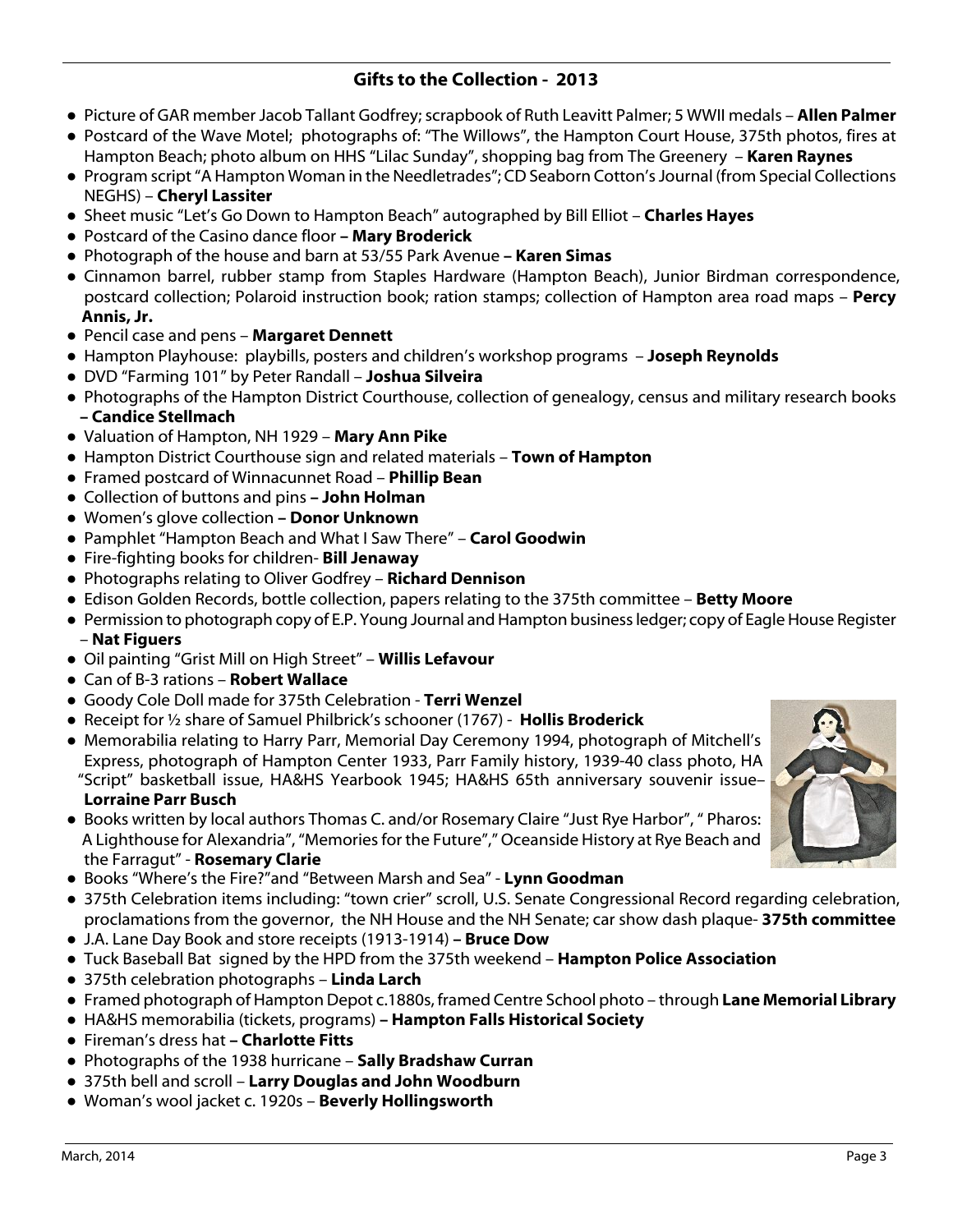## Gifts to the Collection - 2013

- Picture of GAR member Jacob Tallant Godfrey; scrapbook of Ruth Leavitt Palmer; 5 WWII medals – **Allen Palmer**
- Postcard of the Wave Motel; photographs of: "The Willows", the Hampton Court House, 375th photos, fires at Hampton Beach; photo album on HHS "Lilac Sunday", shopping bag from The Greenery – **Karen Raynes**
- Program script "A Hampton Woman in the Needletrades"; CD Seaborn Cotton's Journal (from Special Collections NEGHS) – **Cheryl Lassiter**
- Sheet music "Let's Go Down to Hampton Beach" autographed by Bill Elliot – **Charles Hayes**
- Postcard of the Casino dance floor **– Mary Broderick**
- Photograph of the house and barn at 53/55 Park Avenue **– Karen Simas**
- Cinnamon barrel, rubber stamp from Staples Hardware (Hampton Beach), Junior Birdman correspondence, postcard collection; Polaroid instruction book; ration stamps; collection of Hampton area road maps – **Percy Annis, Jr.**
- Pencil case and pens – **Margaret Dennett**
- Hampton Playhouse: playbills, posters and children's workshop programs – **Joseph Reynolds**
- DVD "Farming 101" by Peter Randall – **Joshua Silveira**
- Photographs of the Hampton District Courthouse, collection of genealogy, census and military research books **– Candice Stellmach**
- Valuation of Hampton, NH 1929 – **Mary Ann Pike**
- Hampton District Courthouse sign and related materials – **Town of Hampton**
- Framed postcard of Winnacunnet Road – **Phillip Bean**
- Collection of buttons and pins **– John Holman**
- Women's glove collection **– Donor Unknown**
- Pamphlet "Hampton Beach and What I Saw There" – **Carol Goodwin**
- Fire-fighting books for children- **Bill Jenaway**
- Photographs relating to Oliver Godfrey – **Richard Dennison**
- Edison Golden Records, bottle collection, papers relating to the 375th committee – **Betty Moore**
- Permission to photograph copy of E.P. Young Journal and Hampton business ledger; copy of Eagle House Register – **Nat Figuers**
- Oil painting "Grist Mill on High Street" – **Willis Lefavour**
- Can of B-3 rations – **Robert Wallace**
- Goody Cole Doll made for 375th Celebration - **Terri Wenzel**
- Receipt for ½ share of Samuel Philbrick's schooner (1767) - **Hollis Broderick**
- Memorabilia relating to Harry Parr, Memorial Day Ceremony 1994, photograph of Mitchell's Express, photograph of Hampton Center 1933, Parr Family history, 1939-40 class photo, HA "Script" basketball issue, HA&HS Yearbook 1945; HA&HS 65th anniversary souvenir issue– **Lorraine Parr Busch**
- Books written by local authors Thomas C. and/or Rosemary Claire "Just Rye Harbor", " Pharos: A Lighthouse for Alexandria", "Memories for the Future"," Oceanside History at Rye Beach and the Farragut" - **Rosemary Clarie**
- Books "Where's the Fire?"and "Between Marsh and Sea" - **Lynn Goodman**
- 375th Celebration items including: "town crier" scroll, U.S. Senate Congressional Record regarding celebration, proclamations from the governor, the NH House and the NH Senate; car show dash plaque- **375th committee**
- J.A. Lane Day Book and store receipts (1913-1914) **– Bruce Dow**
- Tuck Baseball Bat signed by the HPD from the 375th weekend – **Hampton Police Association**
- 375th celebration photographs – **Linda Larch**
- Framed photograph of Hampton Depot c.1880s, framed Centre School photo – through **Lane Memorial Library**
- HA&HS memorabilia (tickets, programs) **– Hampton Falls Historical Society**
- Fireman's dress hat **– Charlotte Fitts**
- Photographs of the 1938 hurricane – **Sally Bradshaw Curran**
- 375th bell and scroll – **Larry Douglas and John Woodburn**
- Woman's wool jacket c. 1920s – **Beverly Hollingsworth**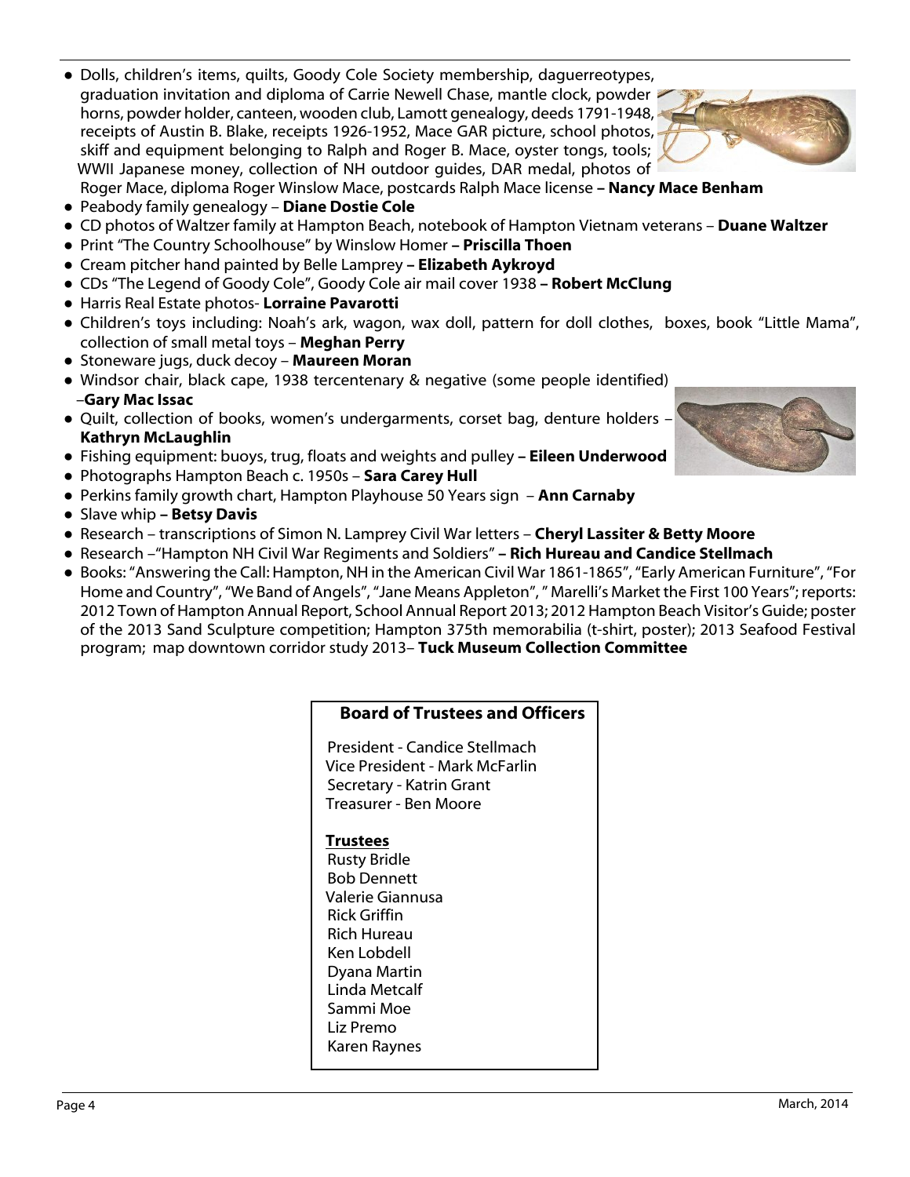- Dolls, children's items, quilts, Goody Cole Society membership, daguerreotypes, graduation invitation and diploma of Carrie Newell Chase, mantle clock, powder horns, powder holder, canteen, wooden club, Lamott genealogy, deeds 1791-1948, receipts of Austin B. Blake, receipts 1926-1952, Mace GAR picture, school photos, skiff and equipment belonging to Ralph and Roger B. Mace, oyster tongs, tools; WWII Japanese money, collection of NH outdoor guides, DAR medal, photos of Roger Mace, diploma Roger Winslow Mace, postcards Ralph Mace license **– Nancy Mace Benham**
- Peabody family genealogy – **Diane Dostie Cole**
- CD photos of Waltzer family at Hampton Beach, notebook of Hampton Vietnam veterans – **Duane Waltzer**
- Print "The Country Schoolhouse" by Winslow Homer **– Priscilla Thoen**
- Cream pitcher hand painted by Belle Lamprey **– Elizabeth Aykroyd**
- CDs "The Legend of Goody Cole", Goody Cole air mail cover 1938 **– Robert McClung**
- Harris Real Estate photos- **Lorraine Pavarotti**
- Children's toys including: Noah's ark, wagon, wax doll, pattern for doll clothes, boxes, book "Little Mama", collection of small metal toys – **Meghan Perry**
- Stoneware jugs, duck decoy – **Maureen Moran**
- Windsor chair, black cape, 1938 tercentenary & negative (some people identified) –**Gary Mac Issac**
- Quilt, collection of books, women's undergarments, corset bag, denture holders – **Kathryn McLaughlin**
- Fishing equipment: buoys, trug, floats and weights and pulley **– Eileen Underwood**
- Photographs Hampton Beach c. 1950s – **Sara Carey Hull**
- Perkins family growth chart, Hampton Playhouse 50 Years sign – **Ann Carnaby**
- Slave whip **– Betsy Davis**
- Research – transcriptions of Simon N. Lamprey Civil War letters – **Cheryl Lassiter & Betty Moore**
- Research –"Hampton NH Civil War Regiments and Soldiers" **– Rich Hureau and Candice Stellmach**
- Books: "Answering the Call: Hampton, NH in the American Civil War 1861-1865", "Early American Furniture", "For Home and Country", "We Band of Angels", "Jane Means Appleton", " Marelli's Market the First 100 Years"; reports: 2012 Town of Hampton Annual Report, School Annual Report 2013; 2012 Hampton Beach Visitor's Guide; poster of the 2013 Sand Sculpture competition; Hampton 375th memorabilia (t-shirt, poster); 2013 Seafood Festival program; map downtown corridor study 2013– **Tuck Museum Collection Committee**

## Board of Trustees and Officers

President - Candice Stellmach
Vice President - Mark McFarlin
Secretary - Katrin Grant
Treasurer - Ben Moore

**Trustees**

Rusty Bridle
Bob Dennett
Valerie Giannusa
Rick Griffin
Rich Hureau
Ken Lobdell
Dyana Martin
Linda Metcalf
Sammi Moe
Liz Premo
Karen Raynes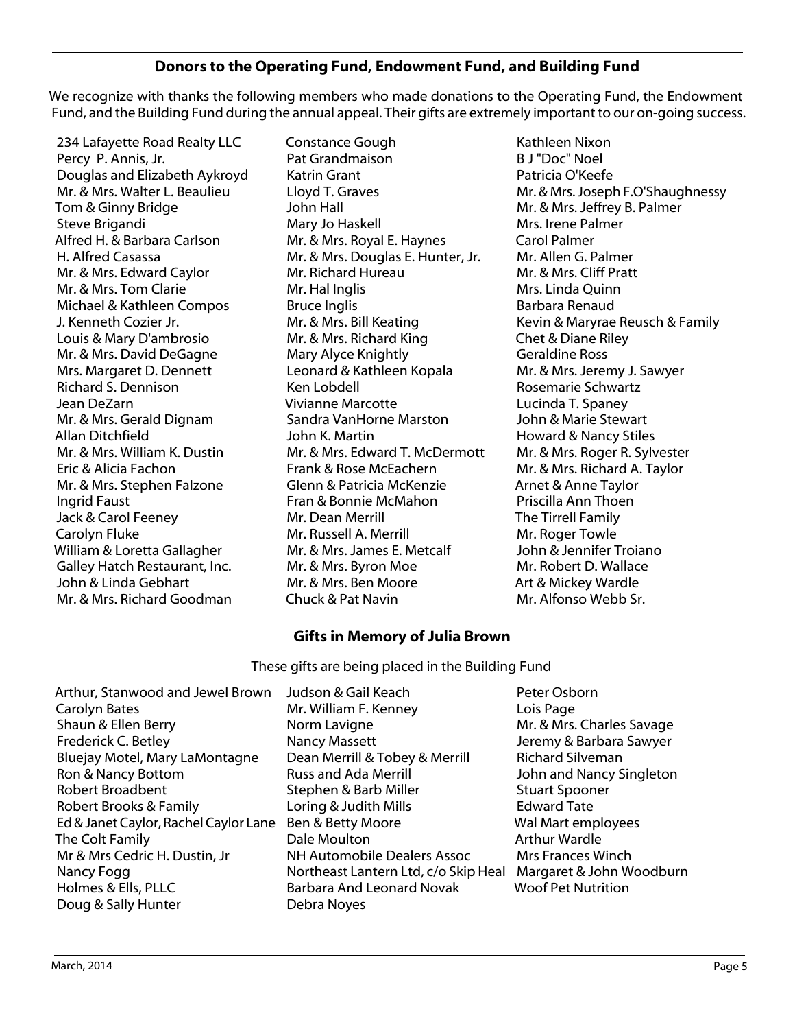## Donors to the Operating Fund, Endowment Fund, and Building Fund

We recognize with thanks the following members who made donations to the Operating Fund, the Endowment Fund, and the Building Fund during the annual appeal. Their gifts are extremely important to our on-going success.

234 Lafayette Road Realty LLC
Percy P. Annis, Jr.
Douglas and Elizabeth Aykroyd
Mr. & Mrs. Walter L. Beaulieu
Tom & Ginny Bridge
Steve Brigandi
Alfred H. & Barbara Carlson
H. Alfred Casassa
Mr. & Mrs. Edward Caylor
Mr. & Mrs. Tom Clarie
Michael & Kathleen Compos
J. Kenneth Cozier Jr.
Louis & Mary D'ambrosio
Mr. & Mrs. David DeGagne
Mrs. Margaret D. Dennett
Richard S. Dennison
Jean DeZarn
Mr. & Mrs. Gerald Dignam
Allan Ditchfield
Mr. & Mrs. William K. Dustin
Eric & Alicia Fachon
Mr. & Mrs. Stephen Falzone
Ingrid Faust
Jack & Carol Feeney
Carolyn Fluke
William & Loretta Gallagher
Galley Hatch Restaurant, Inc.
John & Linda Gebhart
Mr. & Mrs. Richard Goodman
Constance Gough
Pat Grandmaison
Katrin Grant
Lloyd T. Graves
John Hall
Mary Jo Haskell
Mr. & Mrs. Royal E. Haynes
Mr. & Mrs. Douglas E. Hunter, Jr.
Mr. Richard Hureau
Mr. Hal Inglis
Bruce Inglis
Mr. & Mrs. Bill Keating
Mr. & Mrs. Richard King
Mary Alyce Knightly
Leonard & Kathleen Kopala
Ken Lobdell
Vivianne Marcotte
Sandra VanHorne Marston
John K. Martin
Mr. & Mrs. Edward T. McDermott
Frank & Rose McEachern
Glenn & Patricia McKenzie
Fran & Bonnie McMahon
Mr. Dean Merrill
Mr. Russell A. Merrill
Mr. & Mrs. James E. Metcalf
Mr. & Mrs. Byron Moe
Mr. & Mrs. Ben Moore
Chuck & Pat Navin
Kathleen Nixon
B J "Doc" Noel
Patricia O'Keefe
Mr. & Mrs. Joseph F.O'Shaughnessy
Mr. & Mrs. Jeffrey B. Palmer
Mrs. Irene Palmer
Carol Palmer
Mr. Allen G. Palmer
Mr. & Mrs. Cliff Pratt
Mrs. Linda Quinn
Barbara Renaud
Kevin & Maryrae Reusch & Family
Chet & Diane Riley
Geraldine Ross
Mr. & Mrs. Jeremy J. Sawyer
Rosemarie Schwartz
Lucinda T. Spaney
John & Marie Stewart
Howard & Nancy Stiles
Mr. & Mrs. Roger R. Sylvester
Mr. & Mrs. Richard A. Taylor
Arnet & Anne Taylor
Priscilla Ann Thoen
The Tirrell Family
Mr. Roger Towle
John & Jennifer Troiano
Mr. Robert D. Wallace
Art & Mickey Wardle
Mr. Alfonso Webb Sr.

## Gifts in Memory of Julia Brown

These gifts are being placed in the Building Fund

Arthur, Stanwood and Jewel Brown
Carolyn Bates
Shaun & Ellen Berry
Frederick C. Betley
Bluejay Motel, Mary LaMontagne
Ron & Nancy Bottom
Robert Broadbent
Robert Brooks & Family
Ed & Janet Caylor, Rachel Caylor Lane
The Colt Family
Mr & Mrs Cedric H. Dustin, Jr
Nancy Fogg
Holmes & Ells, PLLC
Doug & Sally Hunter
Judson & Gail Keach
Mr. William F. Kenney
Norm Lavigne
Nancy Massett
Dean Merrill & Tobey & Merrill
Russ and Ada Merrill
Stephen & Barb Miller
Loring & Judith Mills
Ben & Betty Moore
Dale Moulton
NH Automobile Dealers Assoc
Northeast Lantern Ltd, c/o Skip Heal
Barbara And Leonard Novak
Debra Noyes
Peter Osborn
Lois Page
Mr. & Mrs. Charles Savage
Jeremy & Barbara Sawyer
Richard Silveman
John and Nancy Singleton
Stuart Spooner
Edward Tate
Wal Mart employees
Arthur Wardle
Mrs Frances Winch
Margaret & John Woodburn
Woof Pet Nutrition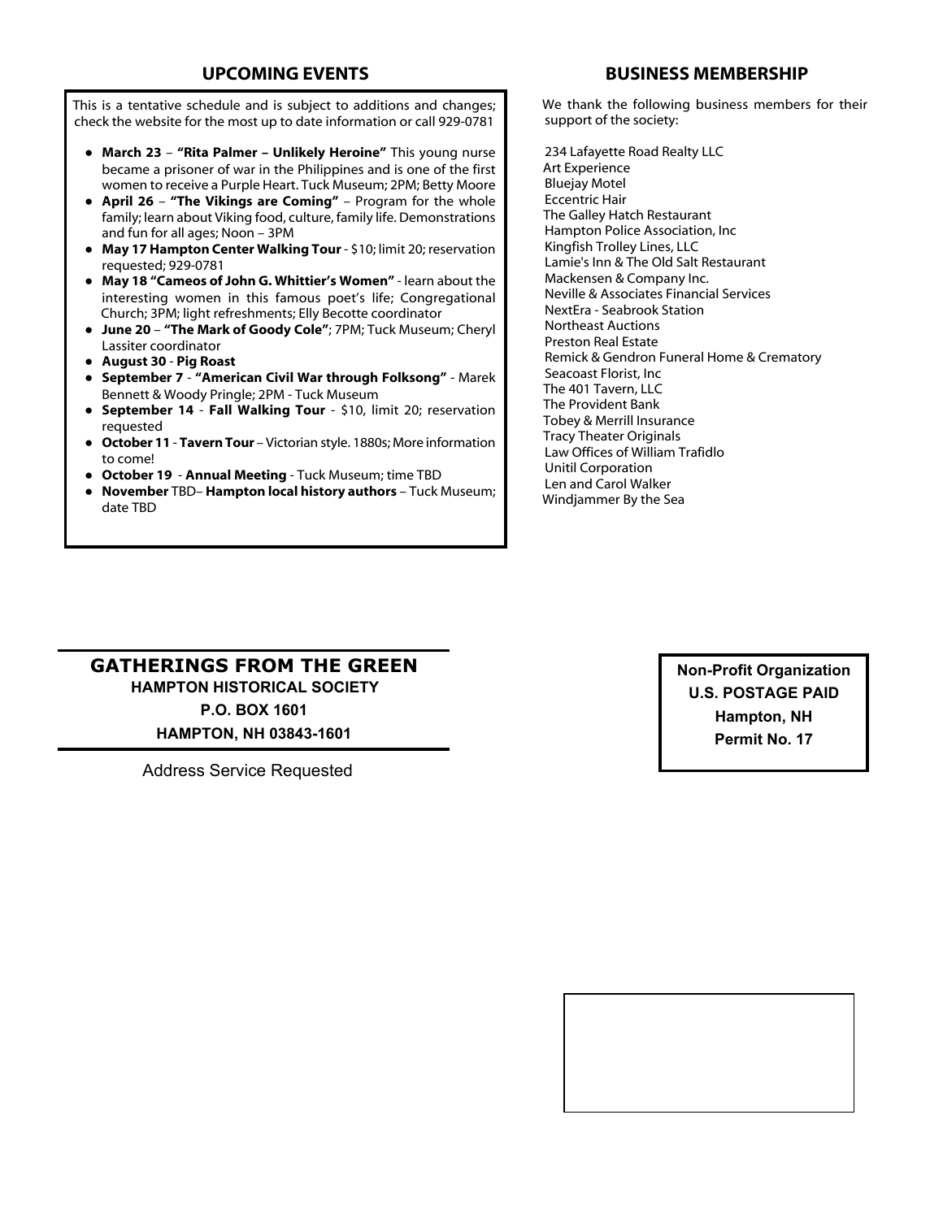## UPCOMING EVENTS

This is a tentative schedule and is subject to additions and changes; check the website for the most up to date information or call 929-0781

- **March 23** – **"Rita Palmer – Unlikely Heroine"** This young nurse became a prisoner of war in the Philippines and is one of the first women to receive a Purple Heart. Tuck Museum; 2PM; Betty Moore
- **April 26** – **"The Vikings are Coming"** – Program for the whole family; learn about Viking food, culture, family life. Demonstrations and fun for all ages; Noon – 3PM
- **May 17 Hampton Center Walking Tour** - $10; limit 20; reservation requested; 929-0781
- **May 18 "Cameos of John G. Whittier's Women"** - learn about the interesting women in this famous poet's life; Congregational Church; 3PM; light refreshments; Elly Becotte coordinator
- **June 20** – **"The Mark of Goody Cole"**; 7PM; Tuck Museum; Cheryl Lassiter coordinator
- **August 30** - **Pig Roast**
- **September 7** - **"American Civil War through Folksong"** - Marek Bennett & Woody Pringle; 2PM - Tuck Museum
- **September 14** - **Fall Walking Tour** - $10, limit 20; reservation requested
- **October 11** - **Tavern Tour** – Victorian style. 1880s; More information to come!
- **October 19** - **Annual Meeting** - Tuck Museum; time TBD
- **November** TBD– **Hampton local history authors** – Tuck Museum; date TBD

## BUSINESS MEMBERSHIP

We thank the following business members for their support of the society:

234 Lafayette Road Realty LLC
Art Experience
Bluejay Motel
Eccentric Hair
The Galley Hatch Restaurant
Hampton Police Association, Inc
Kingfish Trolley Lines, LLC
Lamie's Inn & The Old Salt Restaurant
Mackensen & Company Inc.
Neville & Associates Financial Services
NextEra - Seabrook Station
Northeast Auctions
Preston Real Estate
Remick & Gendron Funeral Home & Crematory
Seacoast Florist, Inc
The 401 Tavern, LLC
The Provident Bank
Tobey & Merrill Insurance
Tracy Theater Originals
Law Offices of William Trafidlo
Unitil Corporation
Len and Carol Walker
Windjammer By the Sea

**GATHERINGS FROM THE GREEN**
**HAMPTON HISTORICAL SOCIETY**
**P.O. BOX 1601**
**HAMPTON, NH 03843-1601**

Address Service Requested

**Non-Profit Organization**
**U.S. POSTAGE PAID**
**Hampton, NH**
**Permit No. 17**